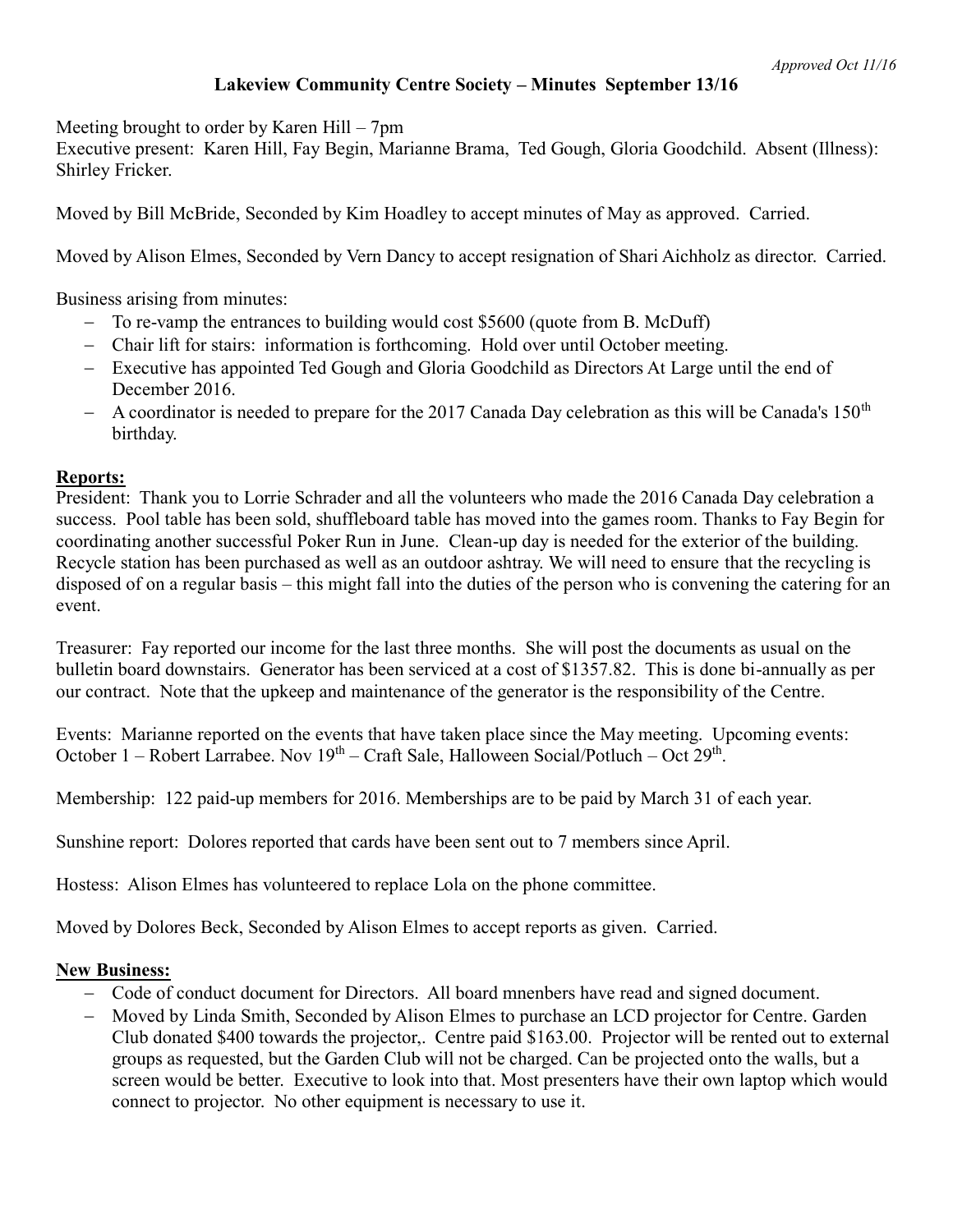*Approved Oct 11/16*

**Lakeview Community Centre Society – Minutes September 13/16**

Meeting brought to order by Karen Hill – 7pm
Executive present: Karen Hill, Fay Begin, Marianne Brama, Ted Gough, Gloria Goodchild. Absent (Illness): Shirley Fricker.

Moved by Bill McBride, Seconded by Kim Hoadley to accept minutes of May as approved. Carried.

Moved by Alison Elmes, Seconded by Vern Dancy to accept resignation of Shari Aichholz as director. Carried.

Business arising from minutes:

- To re-vamp the entrances to building would cost $5600 (quote from B. McDuff)
- Chair lift for stairs: information is forthcoming. Hold over until October meeting.
- Executive has appointed Ted Gough and Gloria Goodchild as Directors At Large until the end of December 2016.
- A coordinator is needed to prepare for the 2017 Canada Day celebration as this will be Canada's 150th birthday.

**Reports:**

President: Thank you to Lorrie Schrader and all the volunteers who made the 2016 Canada Day celebration a success. Pool table has been sold, shuffleboard table has moved into the games room. Thanks to Fay Begin for coordinating another successful Poker Run in June. Clean-up day is needed for the exterior of the building. Recycle station has been purchased as well as an outdoor ashtray. We will need to ensure that the recycling is disposed of on a regular basis – this might fall into the duties of the person who is convening the catering for an event.

Treasurer: Fay reported our income for the last three months. She will post the documents as usual on the bulletin board downstairs. Generator has been serviced at a cost of $1357.82. This is done bi-annually as per our contract. Note that the upkeep and maintenance of the generator is the responsibility of the Centre.

Events: Marianne reported on the events that have taken place since the May meeting. Upcoming events: October 1 – Robert Larrabee. Nov 19th – Craft Sale, Halloween Social/Potluch – Oct 29th.

Membership: 122 paid-up members for 2016. Memberships are to be paid by March 31 of each year.

Sunshine report: Dolores reported that cards have been sent out to 7 members since April.

Hostess: Alison Elmes has volunteered to replace Lola on the phone committee.

Moved by Dolores Beck, Seconded by Alison Elmes to accept reports as given. Carried.

**New Business:**

- Code of conduct document for Directors. All board mnenbers have read and signed document.
- Moved by Linda Smith, Seconded by Alison Elmes to purchase an LCD projector for Centre. Garden Club donated $400 towards the projector,. Centre paid $163.00. Projector will be rented out to external groups as requested, but the Garden Club will not be charged. Can be projected onto the walls, but a screen would be better. Executive to look into that. Most presenters have their own laptop which would connect to projector. No other equipment is necessary to use it.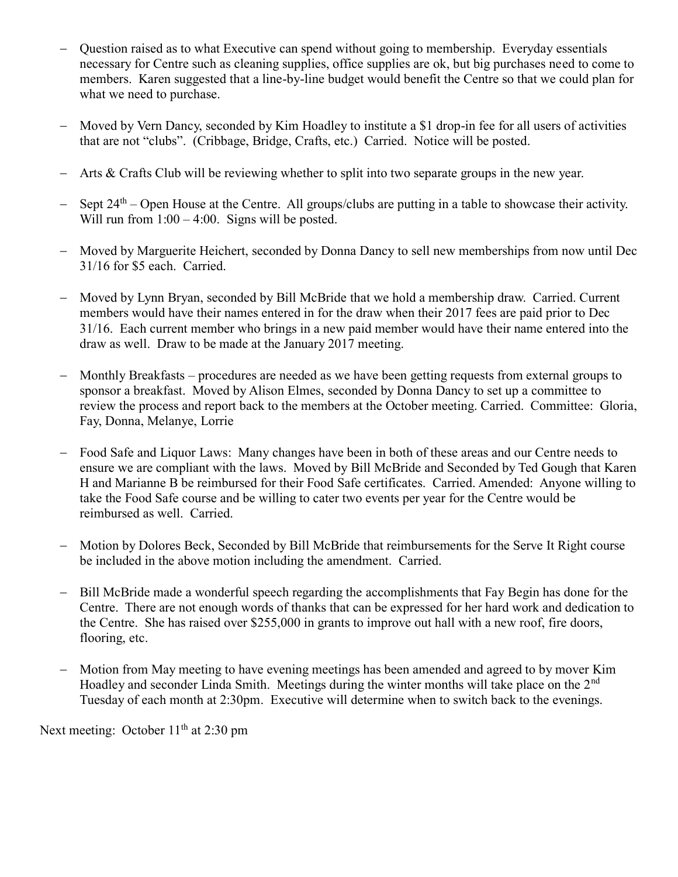- Question raised as to what Executive can spend without going to membership. Everyday essentials necessary for Centre such as cleaning supplies, office supplies are ok, but big purchases need to come to members. Karen suggested that a line-by-line budget would benefit the Centre so that we could plan for what we need to purchase.

- Moved by Vern Dancy, seconded by Kim Hoadley to institute a $1 drop-in fee for all users of activities that are not "clubs". (Cribbage, Bridge, Crafts, etc.) Carried. Notice will be posted.

- Arts & Crafts Club will be reviewing whether to split into two separate groups in the new year.

- Sept 24th – Open House at the Centre. All groups/clubs are putting in a table to showcase their activity. Will run from 1:00 – 4:00. Signs will be posted.

- Moved by Marguerite Heichert, seconded by Donna Dancy to sell new memberships from now until Dec 31/16 for $5 each. Carried.

- Moved by Lynn Bryan, seconded by Bill McBride that we hold a membership draw. Carried. Current members would have their names entered in for the draw when their 2017 fees are paid prior to Dec 31/16. Each current member who brings in a new paid member would have their name entered into the draw as well. Draw to be made at the January 2017 meeting.

- Monthly Breakfasts – procedures are needed as we have been getting requests from external groups to sponsor a breakfast. Moved by Alison Elmes, seconded by Donna Dancy to set up a committee to review the process and report back to the members at the October meeting. Carried. Committee: Gloria, Fay, Donna, Melanye, Lorrie

- Food Safe and Liquor Laws: Many changes have been in both of these areas and our Centre needs to ensure we are compliant with the laws. Moved by Bill McBride and Seconded by Ted Gough that Karen H and Marianne B be reimbursed for their Food Safe certificates. Carried. Amended: Anyone willing to take the Food Safe course and be willing to cater two events per year for the Centre would be reimbursed as well. Carried.

- Motion by Dolores Beck, Seconded by Bill McBride that reimbursements for the Serve It Right course be included in the above motion including the amendment. Carried.

- Bill McBride made a wonderful speech regarding the accomplishments that Fay Begin has done for the Centre. There are not enough words of thanks that can be expressed for her hard work and dedication to the Centre. She has raised over $255,000 in grants to improve out hall with a new roof, fire doors, flooring, etc.

- Motion from May meeting to have evening meetings has been amended and agreed to by mover Kim Hoadley and seconder Linda Smith. Meetings during the winter months will take place on the 2nd Tuesday of each month at 2:30pm. Executive will determine when to switch back to the evenings.

Next meeting: October 11th at 2:30 pm